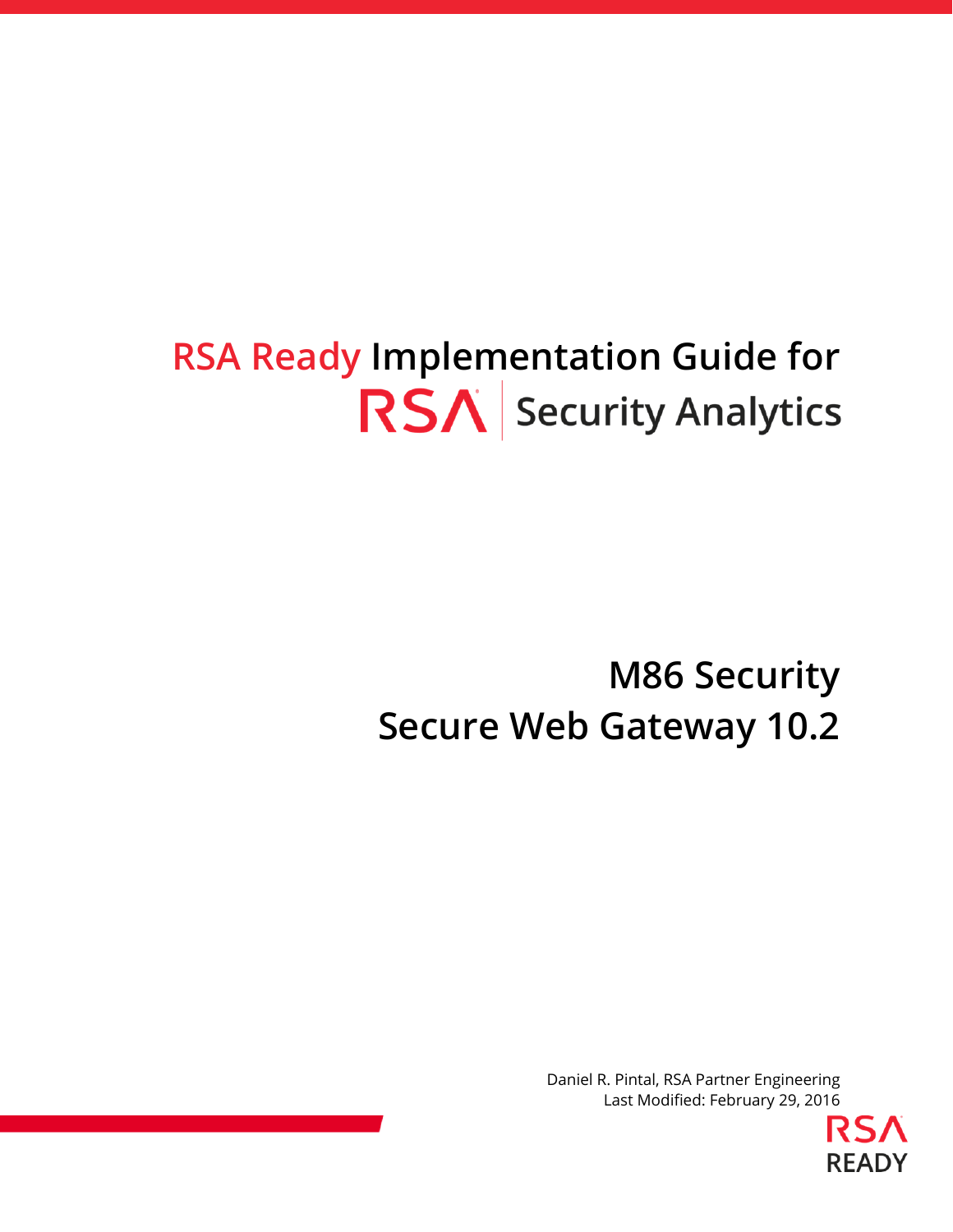# RSA Ready Implementation Guide for RSA Security Analytics

## M86 Security
## Secure Web Gateway 10.2

Daniel R. Pintal, RSA Partner Engineering
Last Modified: February 29, 2016

RSA READY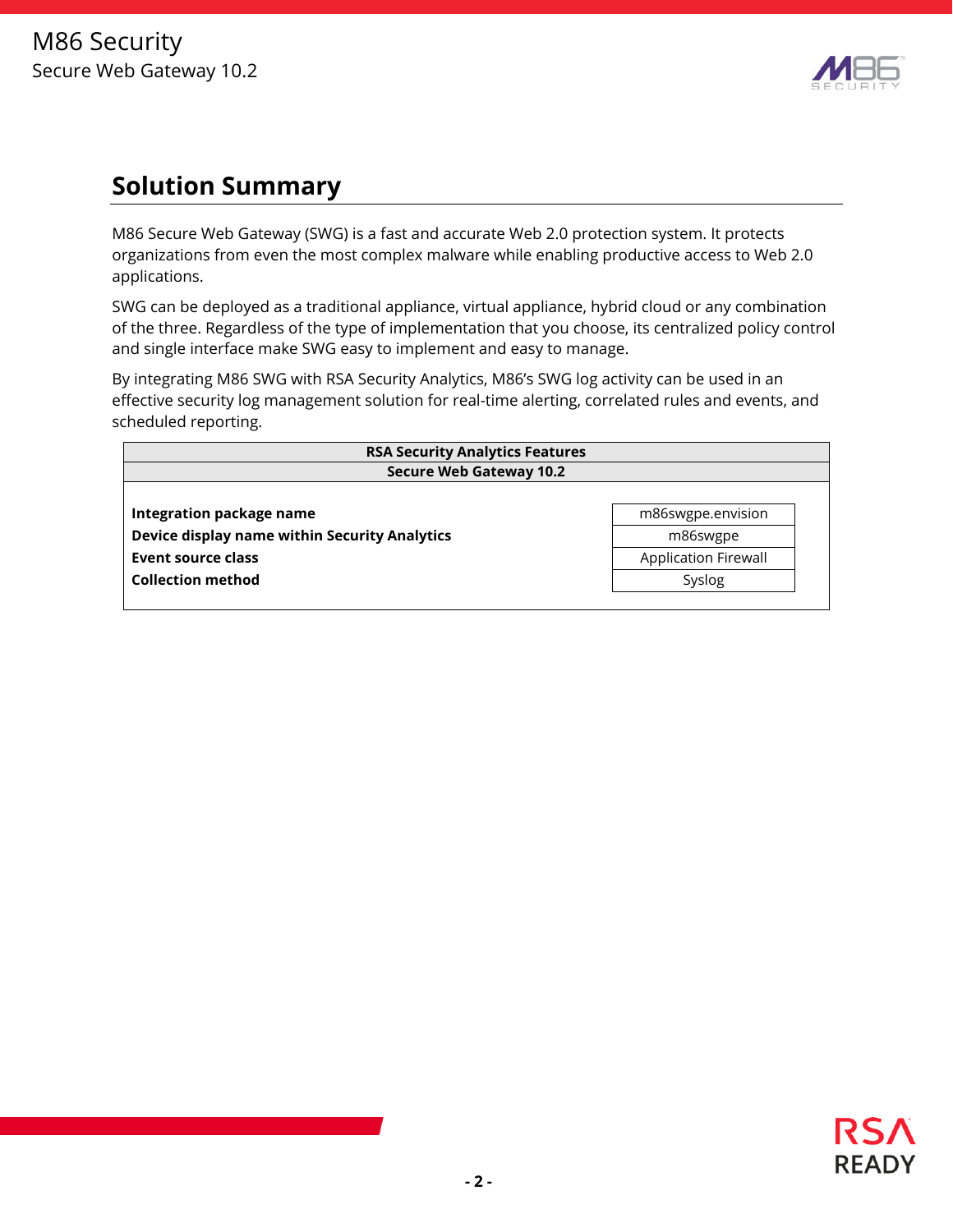## Solution Summary

M86 Secure Web Gateway (SWG) is a fast and accurate Web 2.0 protection system. It protects organizations from even the most complex malware while enabling productive access to Web 2.0 applications.

SWG can be deployed as a traditional appliance, virtual appliance, hybrid cloud or any combination of the three. Regardless of the type of implementation that you choose, its centralized policy control and single interface make SWG easy to implement and easy to manage.

By integrating M86 SWG with RSA Security Analytics, M86's SWG log activity can be used in an effective security log management solution for real-time alerting, correlated rules and events, and scheduled reporting.

| RSA Security Analytics Features | |
|---|---|
| **Secure Web Gateway 10.2** | |
| **Integration package name** | m86swgpe.envision |
| **Device display name within Security Analytics** | m86swgpe |
| **Event source class** | Application Firewall |
| **Collection method** | Syslog |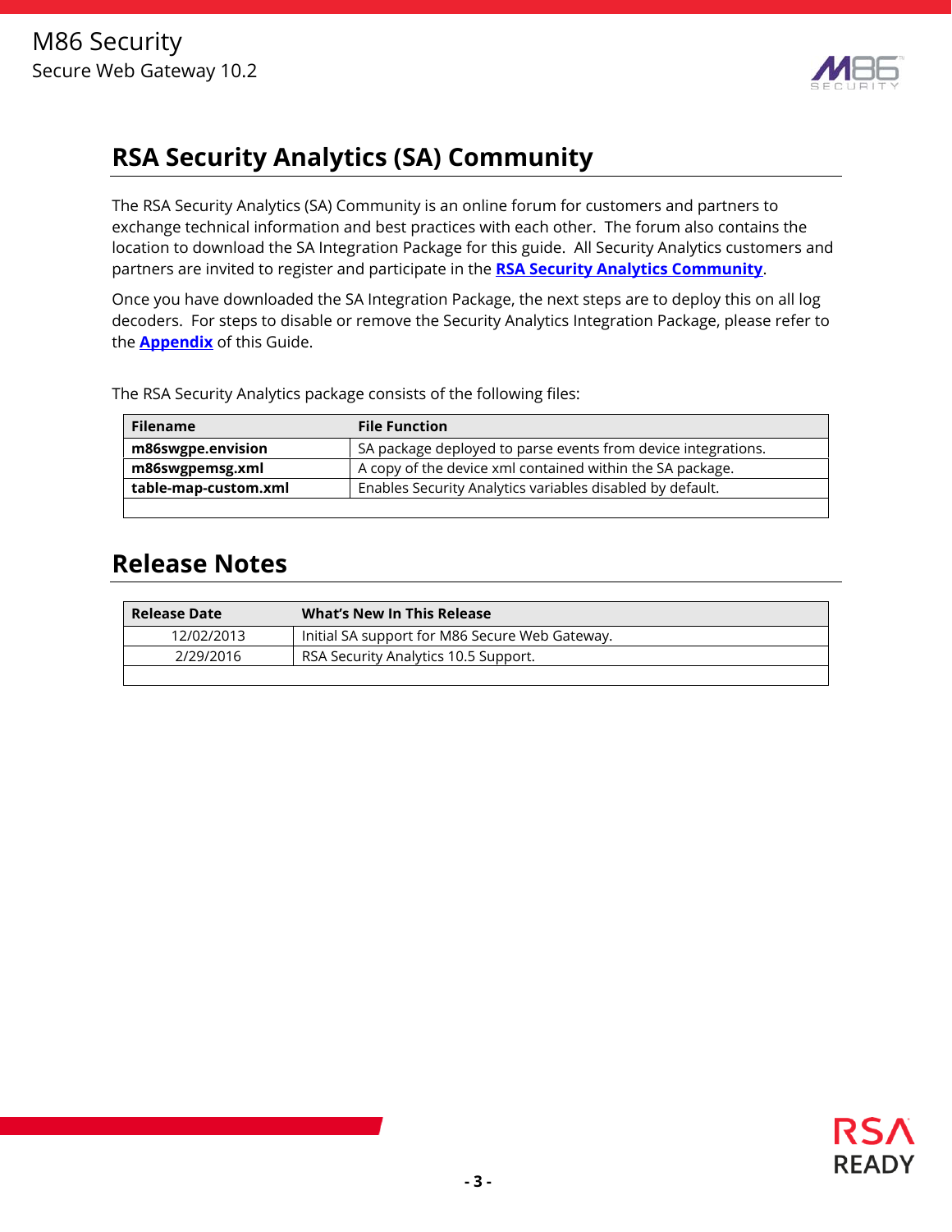## RSA Security Analytics (SA) Community

The RSA Security Analytics (SA) Community is an online forum for customers and partners to exchange technical information and best practices with each other. The forum also contains the location to download the SA Integration Package for this guide. All Security Analytics customers and partners are invited to register and participate in the **RSA Security Analytics Community**.

Once you have downloaded the SA Integration Package, the next steps are to deploy this on all log decoders. For steps to disable or remove the Security Analytics Integration Package, please refer to the **Appendix** of this Guide.

The RSA Security Analytics package consists of the following files:

| Filename | File Function |
| --- | --- |
| **m86swgpe.envision** | SA package deployed to parse events from device integrations. |
| **m86swgpemsg.xml** | A copy of the device xml contained within the SA package. |
| **table-map-custom.xml** | Enables Security Analytics variables disabled by default. |
| | |

## Release Notes

| Release Date | What's New In This Release |
| --- | --- |
| 12/02/2013 | Initial SA support for M86 Secure Web Gateway. |
| 2/29/2016 | RSA Security Analytics 10.5 Support. |
| | |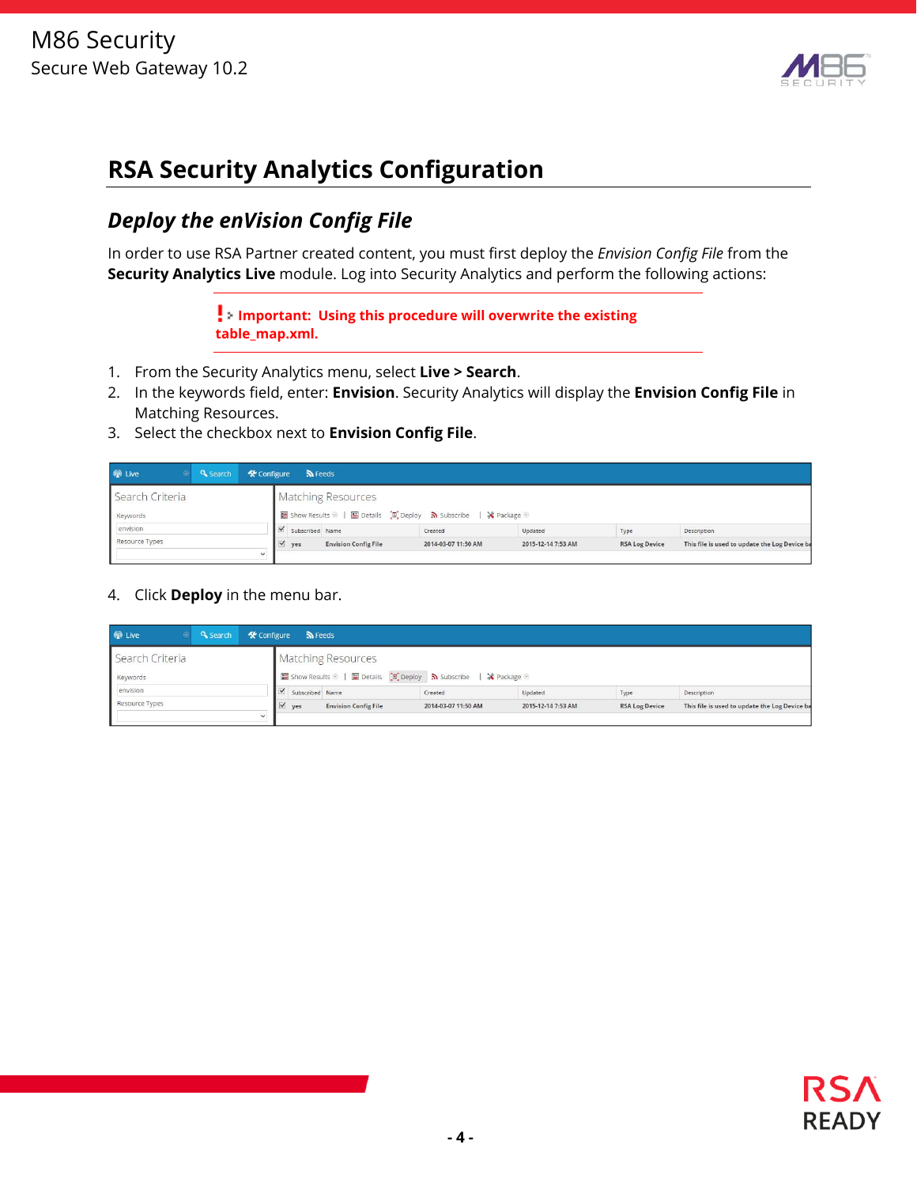# RSA Security Analytics Configuration

## *Deploy the enVision Config File*

In order to use RSA Partner created content, you must first deploy the *Envision Config File* from the **Security Analytics Live** module. Log into Security Analytics and perform the following actions:

> **Important: Using this procedure will overwrite the existing table_map.xml.**

1. From the Security Analytics menu, select **Live > Search**.
2. In the keywords field, enter: **Envision**. Security Analytics will display the **Envision Config File** in Matching Resources.
3. Select the checkbox next to **Envision Config File**.

4. Click **Deploy** in the menu bar.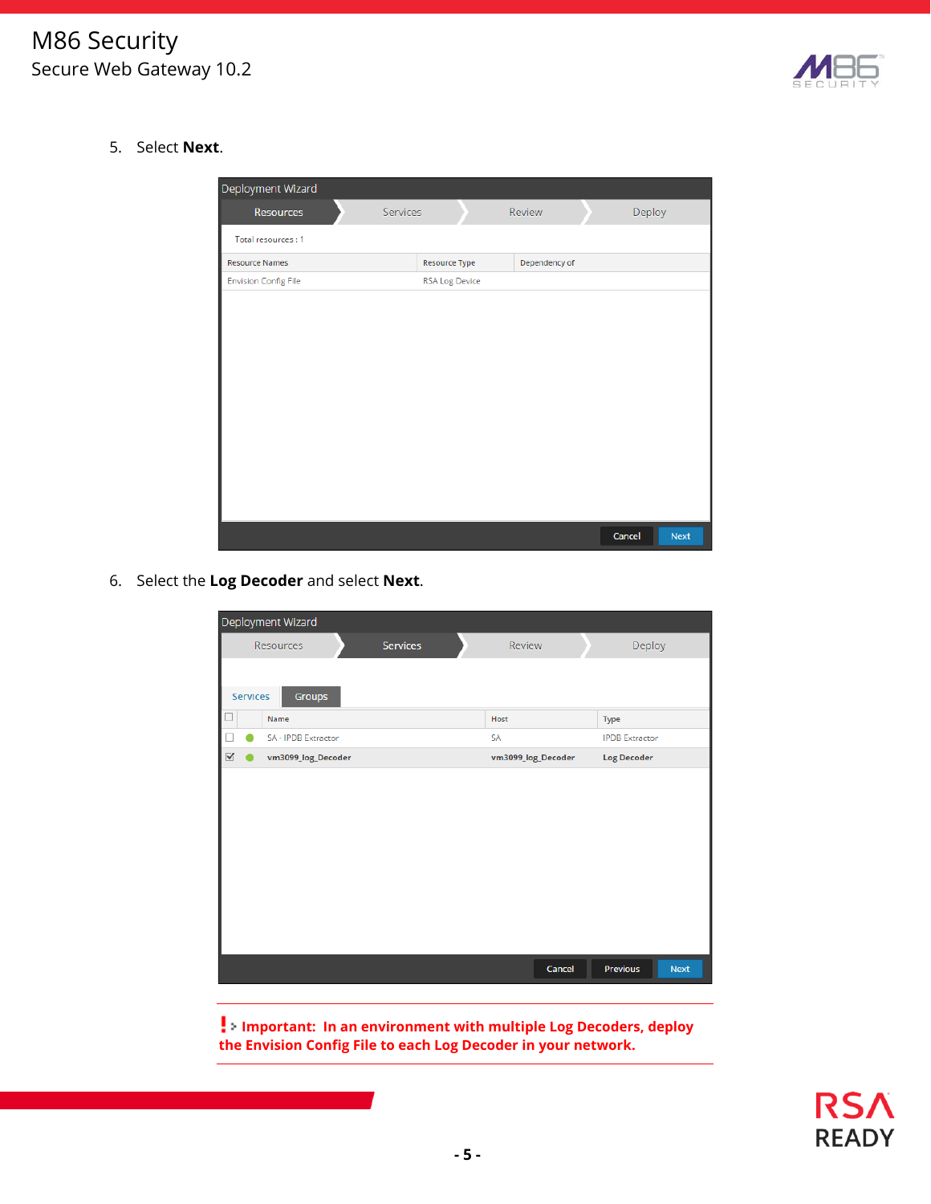5. Select **Next**.

Deployment Wizard

Resources | Services | Review | Deploy

Total resources : 1

| Resource Names | Resource Type | Dependency of |
|---|---|---|
| Envision Config File | RSA Log Device | |

Cancel | Next

6. Select the **Log Decoder** and select **Next**.

Deployment Wizard

Resources | Services | Review | Deploy

Services | Groups

| | | Name | Host | Type |
|---|---|---|---|---|
| ☐ | ● | SA - IPDB Extractor | SA | IPDB Extractor |
| ☑ | ● | vm3099_log_Decoder | vm3099_log_Decoder | Log Decoder |

Cancel | Previous | Next

**! Important: In an environment with multiple Log Decoders, deploy the Envision Config File to each Log Decoder in your network.**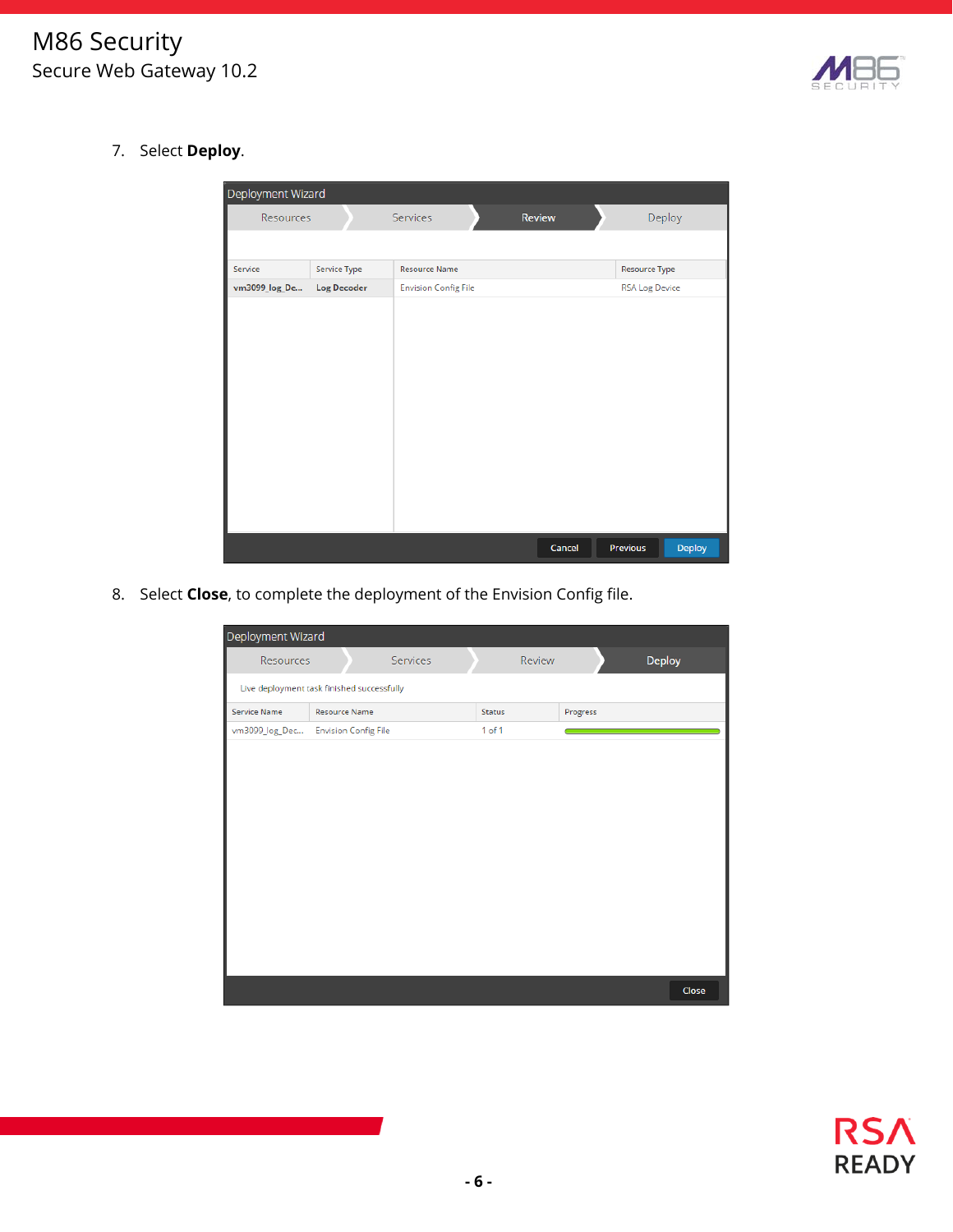7. Select **Deploy**.

8. Select **Close**, to complete the deployment of the Envision Config file.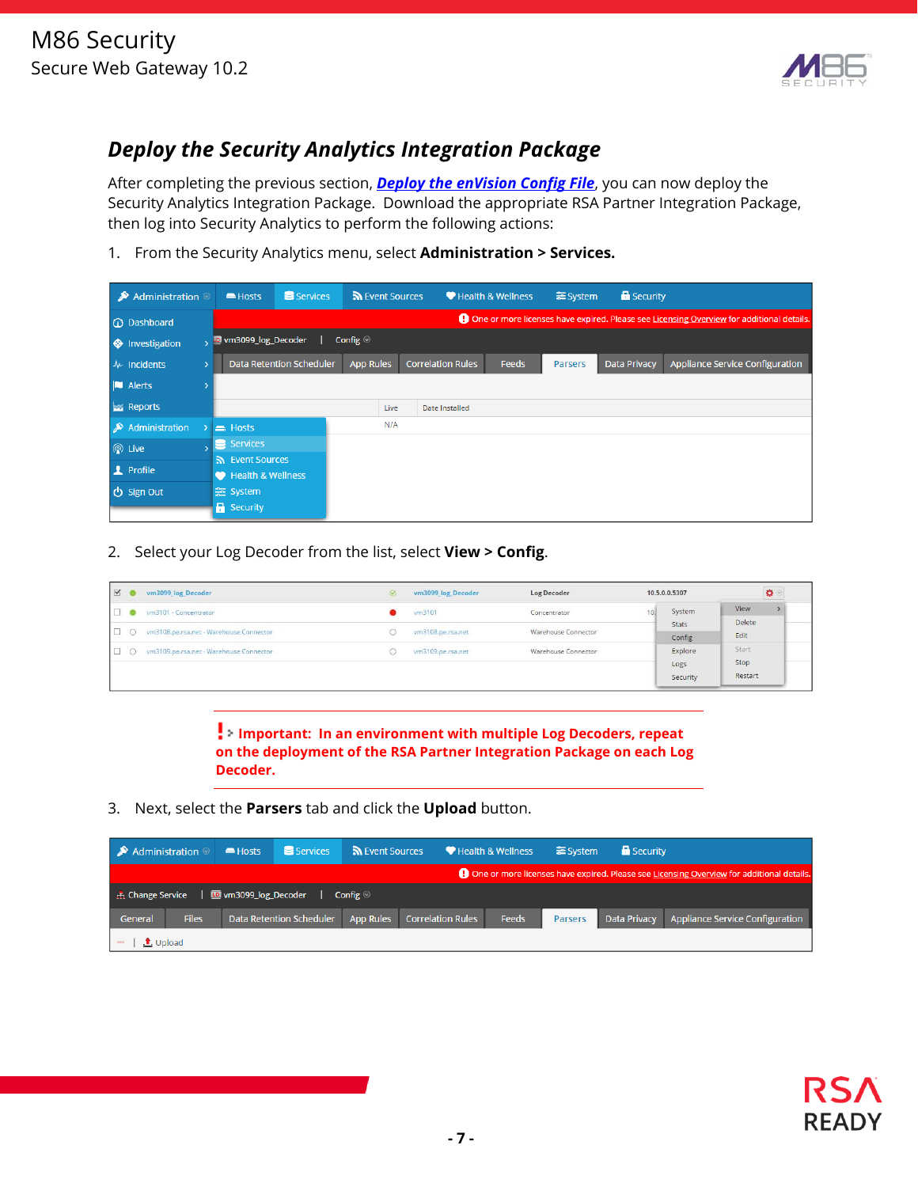## Deploy the Security Analytics Integration Package

After completing the previous section, ***Deploy the enVision Config File***, you can now deploy the Security Analytics Integration Package. Download the appropriate RSA Partner Integration Package, then log into Security Analytics to perform the following actions:

1. From the Security Analytics menu, select **Administration > Services.**

2. Select your Log Decoder from the list, select **View > Config**.

**Important: In an environment with multiple Log Decoders, repeat on the deployment of the RSA Partner Integration Package on each Log Decoder.**

3. Next, select the **Parsers** tab and click the **Upload** button.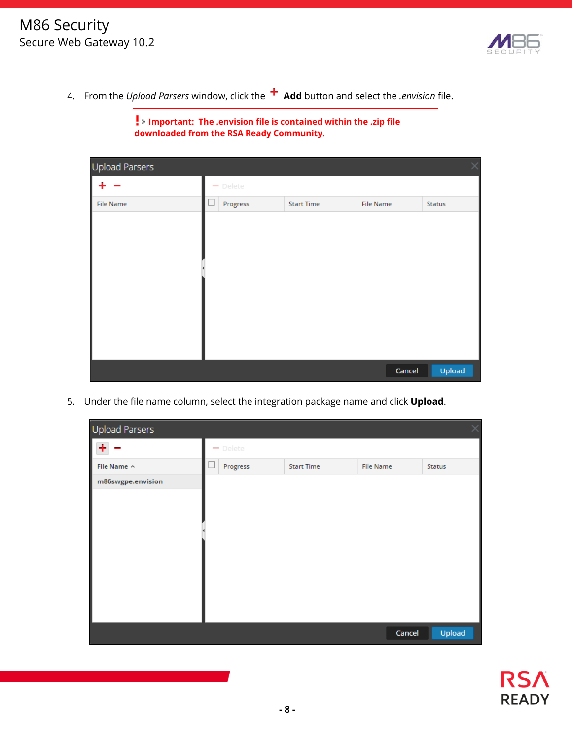4. From the *Upload Parsers* window, click the + **Add** button and select the *.envision* file.

> **Important: The .envision file is contained within the .zip file downloaded from the RSA Ready Community.**

5. Under the file name column, select the integration package name and click **Upload**.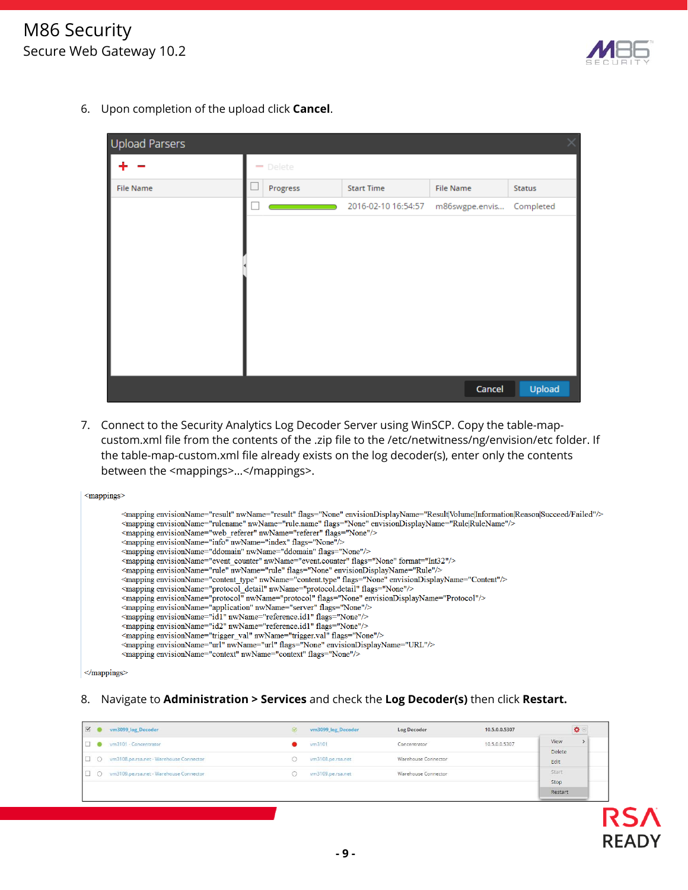6. Upon completion of the upload click **Cancel**.

7. Connect to the Security Analytics Log Decoder Server using WinSCP. Copy the table-map-custom.xml file from the contents of the .zip file to the /etc/netwitness/ng/envision/etc folder. If the table-map-custom.xml file already exists on the log decoder(s), enter only the contents between the <mappings>...</mappings>.

```
<mappings>

        <mapping envisionName="result" nwName="result" flags="None" envisionDisplayName="Result|Volume|Information|Reason|Succeed/Failed"/>
        <mapping envisionName="rulename" nwName="rule.name" flags="None" envisionDisplayName="Rule|RuleName"/>
        <mapping envisionName="web_referer" nwName="referer" flags="None"/>
        <mapping envisionName="info" nwName="index" flags="None"/>
        <mapping envisionName="ddomain" nwName="ddomain" flags="None"/>
        <mapping envisionName="event_counter" nwName="event.counter" flags="None" format="Int32"/>
        <mapping envisionName="rule" nwName="rule" flags="None" envisionDisplayName="Rule"/>
        <mapping envisionName="content_type" nwName="content.type" flags="None" envisionDisplayName="Content"/>
        <mapping envisionName="protocol_detail" nwName="protocol.detail" flags="None"/>
        <mapping envisionName="protocol" nwName="protocol" flags="None" envisionDisplayName="Protocol"/>
        <mapping envisionName="application" nwName="server" flags="None"/>
        <mapping envisionName="id1" nwName="reference.id1" flags="None"/>
        <mapping envisionName="id2" nwName="reference.id1" flags="None"/>
        <mapping envisionName="trigger_val" nwName="trigger.val" flags="None"/>
        <mapping envisionName="url" nwName="url" flags="None" envisionDisplayName="URL"/>
        <mapping envisionName="context" nwName="context" flags="None"/>

</mappings>
```

8. Navigate to **Administration > Services** and check the **Log Decoder(s)** then click **Restart.**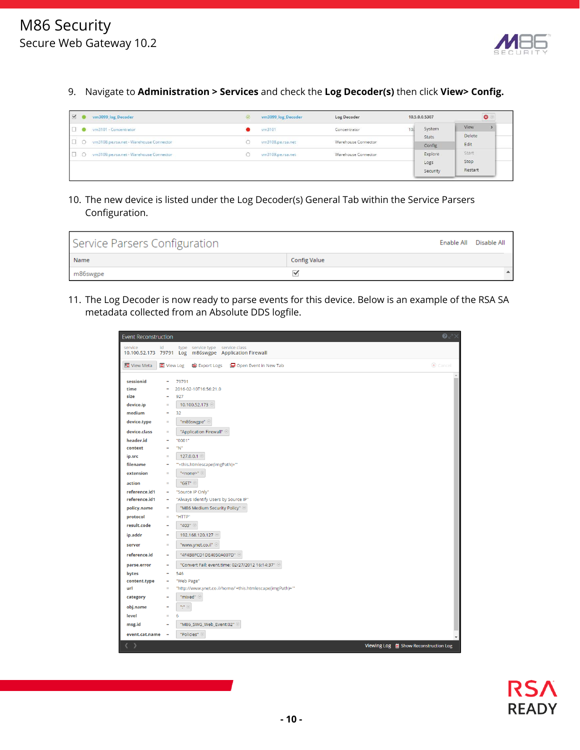9. Navigate to **Administration > Services** and check the **Log Decoder(s)** then click **View> Config.**

10. The new device is listed under the Log Decoder(s) General Tab within the Service Parsers Configuration.

11. The Log Decoder is now ready to parse events for this device. Below is an example of the RSA SA metadata collected from an Absolute DDS logfile.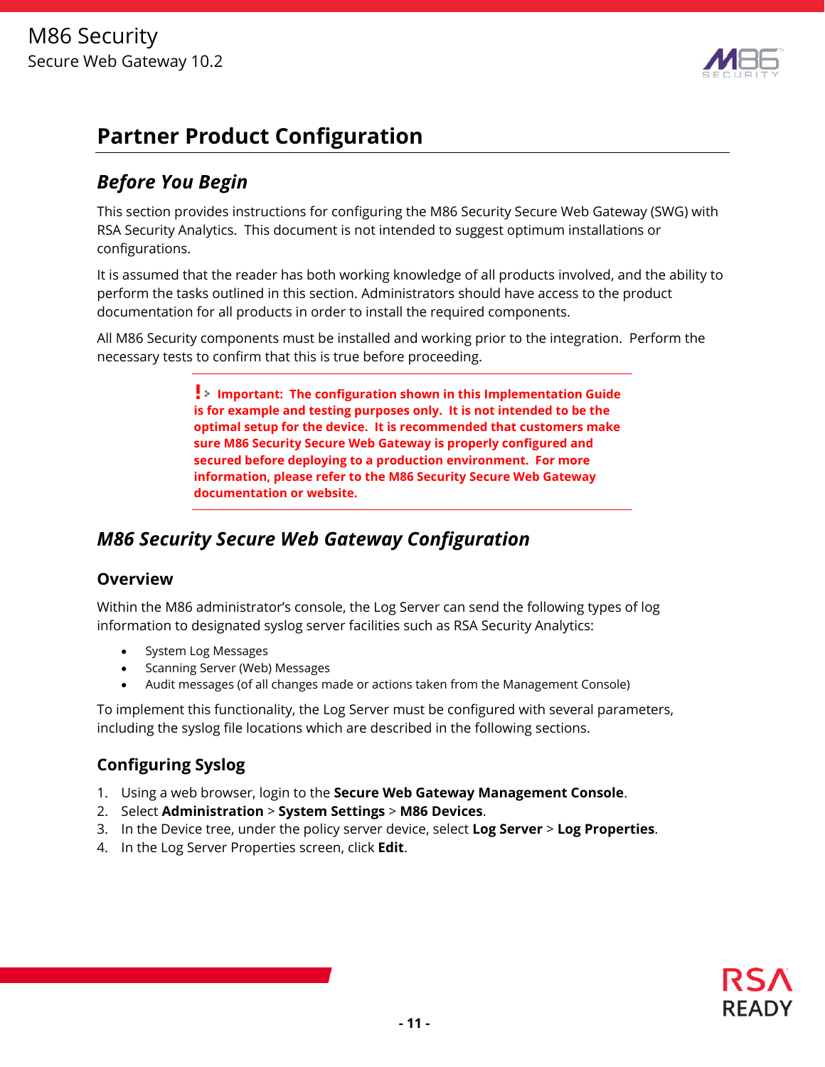# Partner Product Configuration

## *Before You Begin*

This section provides instructions for configuring the M86 Security Secure Web Gateway (SWG) with RSA Security Analytics. This document is not intended to suggest optimum installations or configurations.

It is assumed that the reader has both working knowledge of all products involved, and the ability to perform the tasks outlined in this section. Administrators should have access to the product documentation for all products in order to install the required components.

All M86 Security components must be installed and working prior to the integration. Perform the necessary tests to confirm that this is true before proceeding.

> **Important: The configuration shown in this Implementation Guide is for example and testing purposes only. It is not intended to be the optimal setup for the device. It is recommended that customers make sure M86 Security Secure Web Gateway is properly configured and secured before deploying to a production environment. For more information, please refer to the M86 Security Secure Web Gateway documentation or website.**

## *M86 Security Secure Web Gateway Configuration*

### Overview

Within the M86 administrator's console, the Log Server can send the following types of log information to designated syslog server facilities such as RSA Security Analytics:

- System Log Messages
- Scanning Server (Web) Messages
- Audit messages (of all changes made or actions taken from the Management Console)

To implement this functionality, the Log Server must be configured with several parameters, including the syslog file locations which are described in the following sections.

### Configuring Syslog

1. Using a web browser, login to the **Secure Web Gateway Management Console**.
2. Select **Administration** > **System Settings** > **M86 Devices**.
3. In the Device tree, under the policy server device, select **Log Server** > **Log Properties**.
4. In the Log Server Properties screen, click **Edit**.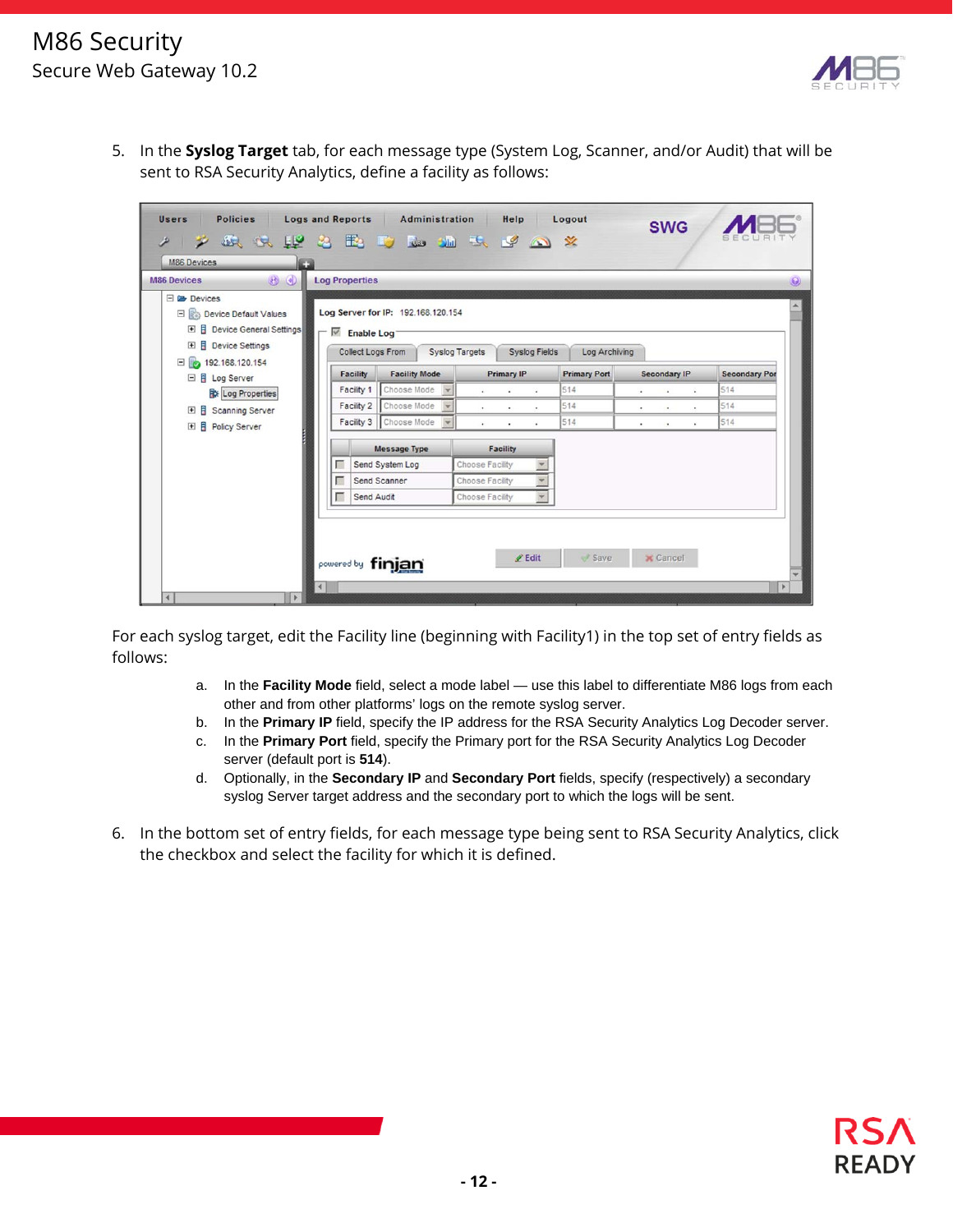5. In the **Syslog Target** tab, for each message type (System Log, Scanner, and/or Audit) that will be sent to RSA Security Analytics, define a facility as follows:

For each syslog target, edit the Facility line (beginning with Facility1) in the top set of entry fields as follows:

   a. In the **Facility Mode** field, select a mode label — use this label to differentiate M86 logs from each other and from other platforms' logs on the remote syslog server.
   b. In the **Primary IP** field, specify the IP address for the RSA Security Analytics Log Decoder server.
   c. In the **Primary Port** field, specify the Primary port for the RSA Security Analytics Log Decoder server (default port is **514**).
   d. Optionally, in the **Secondary IP** and **Secondary Port** fields, specify (respectively) a secondary syslog Server target address and the secondary port to which the logs will be sent.

6. In the bottom set of entry fields, for each message type being sent to RSA Security Analytics, click the checkbox and select the facility for which it is defined.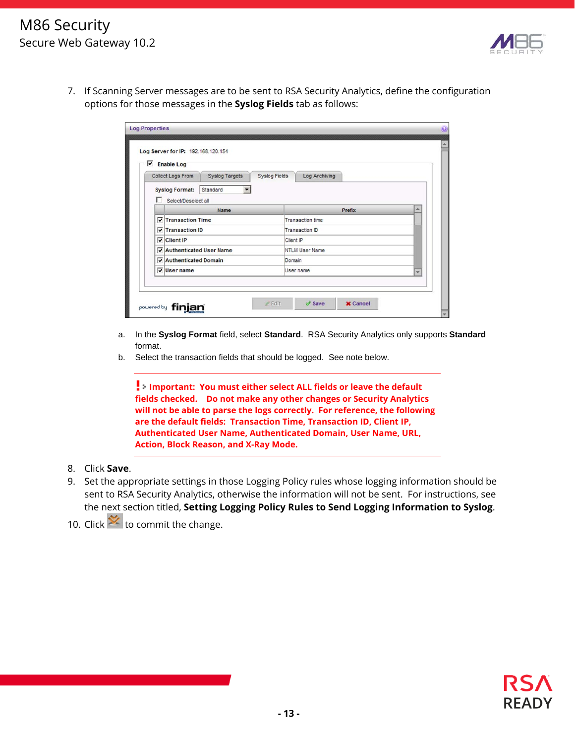7. If Scanning Server messages are to be sent to RSA Security Analytics, define the configuration options for those messages in the **Syslog Fields** tab as follows:

   a. In the **Syslog Format** field, select **Standard**. RSA Security Analytics only supports **Standard** format.

   b. Select the transaction fields that should be logged. See note below.

   **Important: You must either select ALL fields or leave the default fields checked. Do not make any other changes or Security Analytics will not be able to parse the logs correctly. For reference, the following are the default fields: Transaction Time, Transaction ID, Client IP, Authenticated User Name, Authenticated Domain, User Name, URL, Action, Block Reason, and X-Ray Mode.**

8. Click **Save**.
9. Set the appropriate settings in those Logging Policy rules whose logging information should be sent to RSA Security Analytics, otherwise the information will not be sent. For instructions, see the next section titled, **Setting Logging Policy Rules to Send Logging Information to Syslog**.
10. Click to commit the change.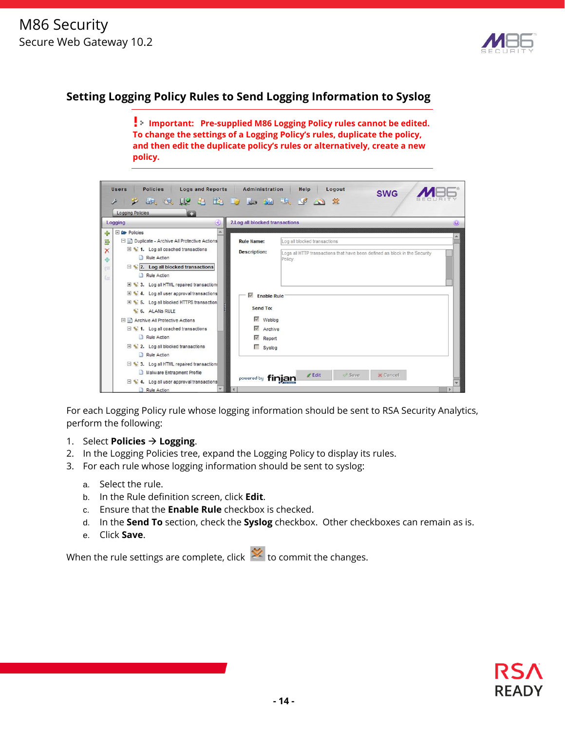## Setting Logging Policy Rules to Send Logging Information to Syslog

> **Important: Pre-supplied M86 Logging Policy rules cannot be edited. To change the settings of a Logging Policy's rules, duplicate the policy, and then edit the duplicate policy's rules or alternatively, create a new policy.**

For each Logging Policy rule whose logging information should be sent to RSA Security Analytics, perform the following:

1. Select **Policies → Logging**.
2. In the Logging Policies tree, expand the Logging Policy to display its rules.
3. For each rule whose logging information should be sent to syslog:
   a. Select the rule.
   b. In the Rule definition screen, click **Edit**.
   c. Ensure that the **Enable Rule** checkbox is checked.
   d. In the **Send To** section, check the **Syslog** checkbox. Other checkboxes can remain as is.
   e. Click **Save**.

When the rule settings are complete, click [commit icon] to commit the changes.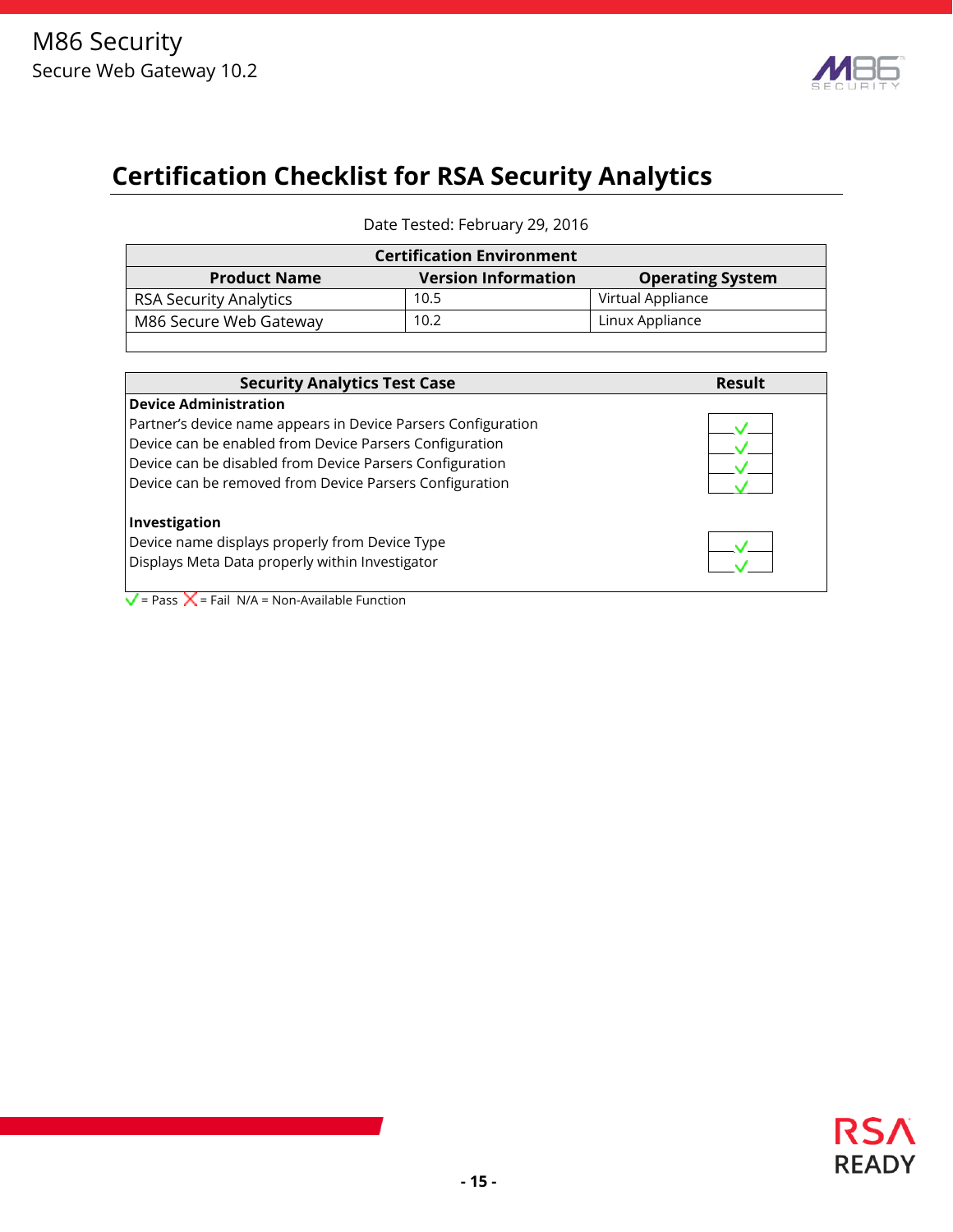## Certification Checklist for RSA Security Analytics

Date Tested: February 29, 2016

| Certification Environment | | |
|---|---|---|
| **Product Name** | **Version Information** | **Operating System** |
| RSA Security Analytics | 10.5 | Virtual Appliance |
| M86 Secure Web Gateway | 10.2 | Linux Appliance |

| Security Analytics Test Case | Result |
|---|---|
| **Device Administration** | |
| Partner's device name appears in Device Parsers Configuration | ✓ |
| Device can be enabled from Device Parsers Configuration | ✓ |
| Device can be disabled from Device Parsers Configuration | ✓ |
| Device can be removed from Device Parsers Configuration | ✓ |
| **Investigation** | |
| Device name displays properly from Device Type | ✓ |
| Displays Meta Data properly within Investigator | ✓ |

✓ = Pass ✗ = Fail N/A = Non-Available Function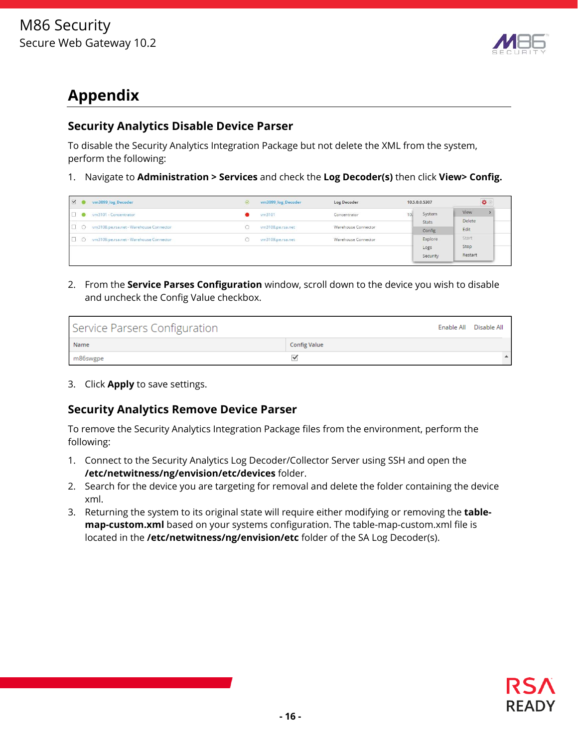# Appendix

## Security Analytics Disable Device Parser

To disable the Security Analytics Integration Package but not delete the XML from the system, perform the following:

1. Navigate to **Administration > Services** and check the **Log Decoder(s)** then click **View> Config.**

2. From the **Service Parses Configuration** window, scroll down to the device you wish to disable and uncheck the Config Value checkbox.

3. Click **Apply** to save settings.

## Security Analytics Remove Device Parser

To remove the Security Analytics Integration Package files from the environment, perform the following:

1. Connect to the Security Analytics Log Decoder/Collector Server using SSH and open the **/etc/netwitness/ng/envision/etc/devices** folder.
2. Search for the device you are targeting for removal and delete the folder containing the device xml.
3. Returning the system to its original state will require either modifying or removing the **table-map-custom.xml** based on your systems configuration. The table-map-custom.xml file is located in the **/etc/netwitness/ng/envision/etc** folder of the SA Log Decoder(s).